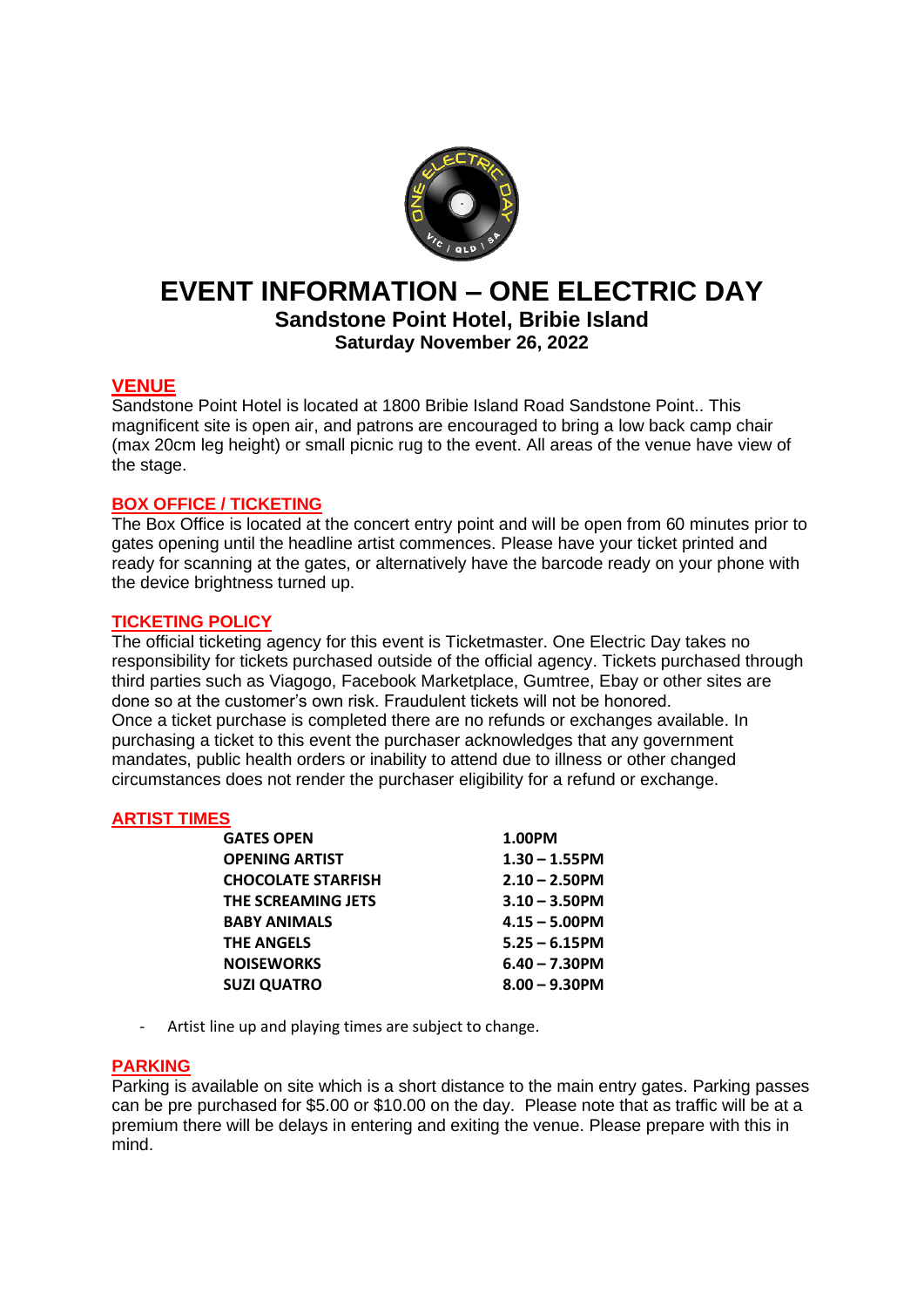# EVENT INFORMATION – ONE ELECTRIC DAY

## Sandstone Point Hotel, Bribie Island

### Saturday November 26, 2022

**VENUE**

Sandstone Point Hotel is located at 1800 Bribie Island Road Sandstone Point.. This magnificent site is open air, and patrons are encouraged to bring a low back camp chair (max 20cm leg height) or small picnic rug to the event. All areas of the venue have view of the stage.

**BOX OFFICE / TICKETING**

The Box Office is located at the concert entry point and will be open from 60 minutes prior to gates opening until the headline artist commences. Please have your ticket printed and ready for scanning at the gates, or alternatively have the barcode ready on your phone with the device brightness turned up.

**TICKETING POLICY**

The official ticketing agency for this event is Ticketmaster. One Electric Day takes no responsibility for tickets purchased outside of the official agency. Tickets purchased through third parties such as Viagogo, Facebook Marketplace, Gumtree, Ebay or other sites are done so at the customer's own risk. Fraudulent tickets will not be honored.
Once a ticket purchase is completed there are no refunds or exchanges available. In purchasing a ticket to this event the purchaser acknowledges that any government mandates, public health orders or inability to attend due to illness or other changed circumstances does not render the purchaser eligibility for a refund or exchange.

**ARTIST TIMES**

| | |
|---|---|
| **GATES OPEN** | **1.00PM** |
| **OPENING ARTIST** | **1.30 – 1.55PM** |
| **CHOCOLATE STARFISH** | **2.10 – 2.50PM** |
| **THE SCREAMING JETS** | **3.10 – 3.50PM** |
| **BABY ANIMALS** | **4.15 – 5.00PM** |
| **THE ANGELS** | **5.25 – 6.15PM** |
| **NOISEWORKS** | **6.40 – 7.30PM** |
| **SUZI QUATRO** | **8.00 – 9.30PM** |

- Artist line up and playing times are subject to change.

**PARKING**

Parking is available on site which is a short distance to the main entry gates. Parking passes can be pre purchased for $5.00 or $10.00 on the day. Please note that as traffic will be at a premium there will be delays in entering and exiting the venue. Please prepare with this in mind.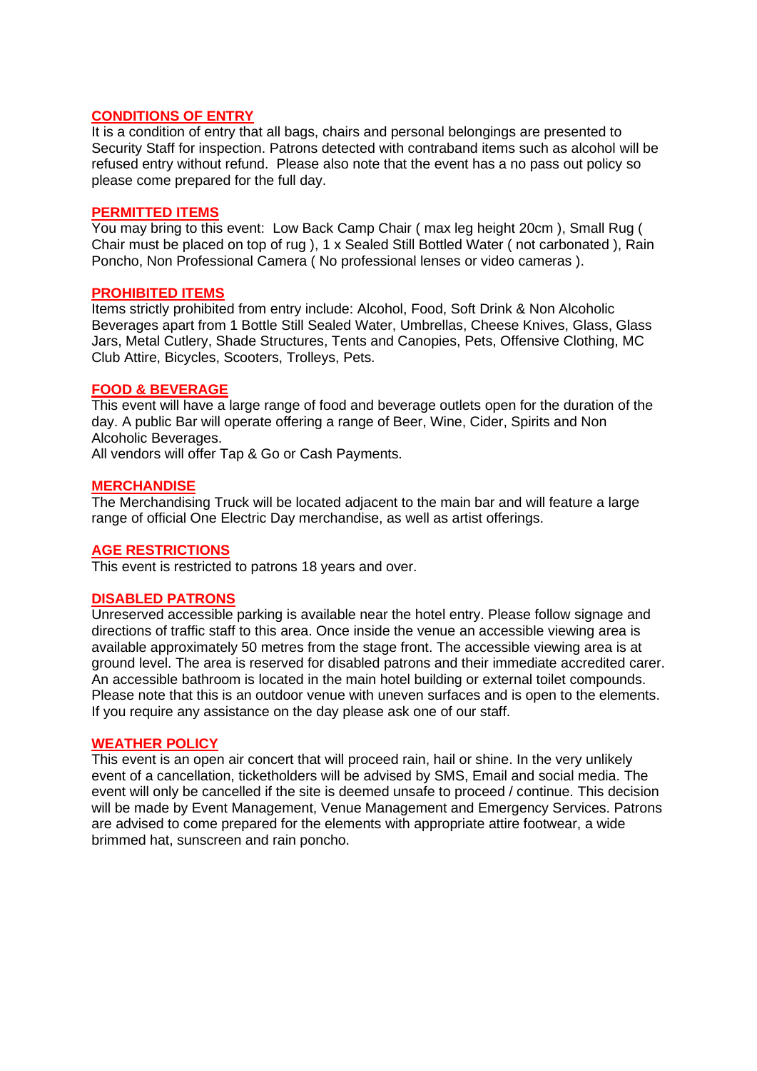## CONDITIONS OF ENTRY

It is a condition of entry that all bags, chairs and personal belongings are presented to Security Staff for inspection. Patrons detected with contraband items such as alcohol will be refused entry without refund. Please also note that the event has a no pass out policy so please come prepared for the full day.

## PERMITTED ITEMS

You may bring to this event: Low Back Camp Chair ( max leg height 20cm ), Small Rug ( Chair must be placed on top of rug ), 1 x Sealed Still Bottled Water ( not carbonated ), Rain Poncho, Non Professional Camera ( No professional lenses or video cameras ).

## PROHIBITED ITEMS

Items strictly prohibited from entry include: Alcohol, Food, Soft Drink & Non Alcoholic Beverages apart from 1 Bottle Still Sealed Water, Umbrellas, Cheese Knives, Glass, Glass Jars, Metal Cutlery, Shade Structures, Tents and Canopies, Pets, Offensive Clothing, MC Club Attire, Bicycles, Scooters, Trolleys, Pets.

## FOOD & BEVERAGE

This event will have a large range of food and beverage outlets open for the duration of the day. A public Bar will operate offering a range of Beer, Wine, Cider, Spirits and Non Alcoholic Beverages.

All vendors will offer Tap & Go or Cash Payments.

## MERCHANDISE

The Merchandising Truck will be located adjacent to the main bar and will feature a large range of official One Electric Day merchandise, as well as artist offerings.

## AGE RESTRICTIONS

This event is restricted to patrons 18 years and over.

## DISABLED PATRONS

Unreserved accessible parking is available near the hotel entry. Please follow signage and directions of traffic staff to this area. Once inside the venue an accessible viewing area is available approximately 50 metres from the stage front. The accessible viewing area is at ground level. The area is reserved for disabled patrons and their immediate accredited carer. An accessible bathroom is located in the main hotel building or external toilet compounds. Please note that this is an outdoor venue with uneven surfaces and is open to the elements. If you require any assistance on the day please ask one of our staff.

## WEATHER POLICY

This event is an open air concert that will proceed rain, hail or shine. In the very unlikely event of a cancellation, ticketholders will be advised by SMS, Email and social media. The event will only be cancelled if the site is deemed unsafe to proceed / continue. This decision will be made by Event Management, Venue Management and Emergency Services. Patrons are advised to come prepared for the elements with appropriate attire footwear, a wide brimmed hat, sunscreen and rain poncho.